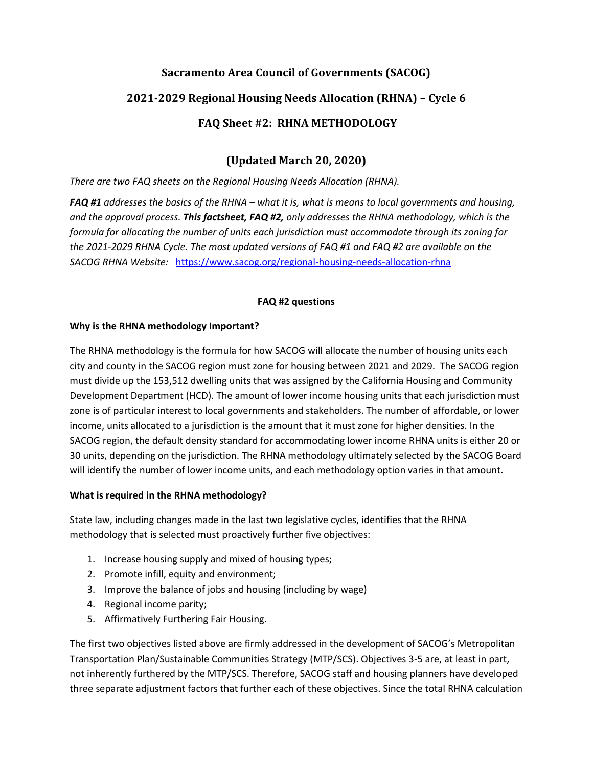# Sacramento Area Council of Governments (SACOG)

## 2021-2029 Regional Housing Needs Allocation (RHNA) – Cycle 6

## FAQ Sheet #2: RHNA METHODOLOGY

## (Updated March 20, 2020)

*There are two FAQ sheets on the Regional Housing Needs Allocation (RHNA).*

***FAQ #1** addresses the basics of the RHNA – what it is, what is means to local governments and housing, and the approval process. **This factsheet, FAQ #2,** only addresses the RHNA methodology, which is the formula for allocating the number of units each jurisdiction must accommodate through its zoning for the 2021-2029 RHNA Cycle. The most updated versions of FAQ #1 and FAQ #2 are available on the SACOG RHNA Website:* https://www.sacog.org/regional-housing-needs-allocation-rhna

**FAQ #2 questions**

**Why is the RHNA methodology Important?**

The RHNA methodology is the formula for how SACOG will allocate the number of housing units each city and county in the SACOG region must zone for housing between 2021 and 2029. The SACOG region must divide up the 153,512 dwelling units that was assigned by the California Housing and Community Development Department (HCD). The amount of lower income housing units that each jurisdiction must zone is of particular interest to local governments and stakeholders. The number of affordable, or lower income, units allocated to a jurisdiction is the amount that it must zone for higher densities. In the SACOG region, the default density standard for accommodating lower income RHNA units is either 20 or 30 units, depending on the jurisdiction. The RHNA methodology ultimately selected by the SACOG Board will identify the number of lower income units, and each methodology option varies in that amount.

**What is required in the RHNA methodology?**

State law, including changes made in the last two legislative cycles, identifies that the RHNA methodology that is selected must proactively further five objectives:

1. Increase housing supply and mixed of housing types;
2. Promote infill, equity and environment;
3. Improve the balance of jobs and housing (including by wage)
4. Regional income parity;
5. Affirmatively Furthering Fair Housing.

The first two objectives listed above are firmly addressed in the development of SACOG's Metropolitan Transportation Plan/Sustainable Communities Strategy (MTP/SCS). Objectives 3-5 are, at least in part, not inherently furthered by the MTP/SCS. Therefore, SACOG staff and housing planners have developed three separate adjustment factors that further each of these objectives. Since the total RHNA calculation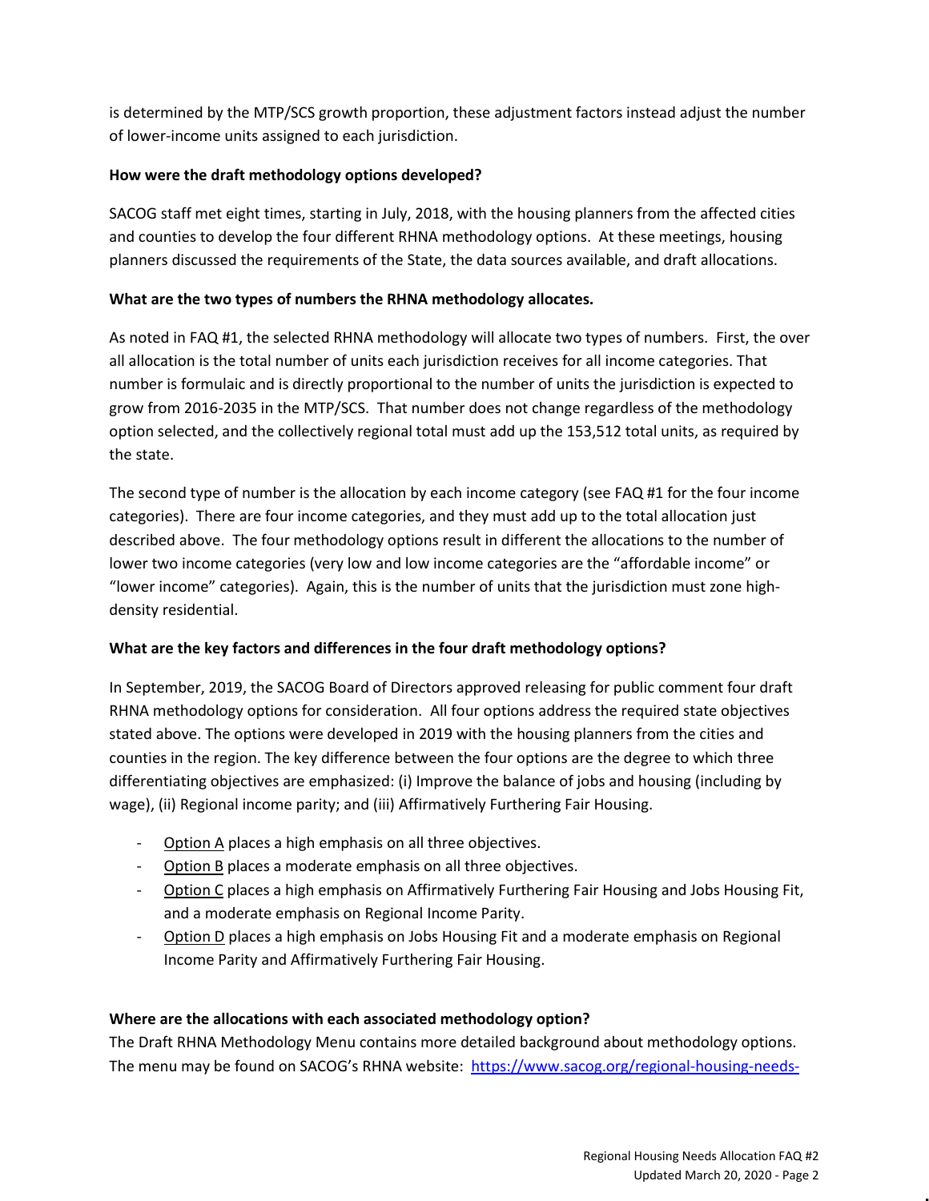is determined by the MTP/SCS growth proportion, these adjustment factors instead adjust the number of lower-income units assigned to each jurisdiction.

**How were the draft methodology options developed?**

SACOG staff met eight times, starting in July, 2018, with the housing planners from the affected cities and counties to develop the four different RHNA methodology options. At these meetings, housing planners discussed the requirements of the State, the data sources available, and draft allocations.

**What are the two types of numbers the RHNA methodology allocates.**

As noted in FAQ #1, the selected RHNA methodology will allocate two types of numbers. First, the over all allocation is the total number of units each jurisdiction receives for all income categories. That number is formulaic and is directly proportional to the number of units the jurisdiction is expected to grow from 2016-2035 in the MTP/SCS. That number does not change regardless of the methodology option selected, and the collectively regional total must add up the 153,512 total units, as required by the state.

The second type of number is the allocation by each income category (see FAQ #1 for the four income categories). There are four income categories, and they must add up to the total allocation just described above. The four methodology options result in different the allocations to the number of lower two income categories (very low and low income categories are the "affordable income" or "lower income" categories). Again, this is the number of units that the jurisdiction must zone high-density residential.

**What are the key factors and differences in the four draft methodology options?**

In September, 2019, the SACOG Board of Directors approved releasing for public comment four draft RHNA methodology options for consideration. All four options address the required state objectives stated above. The options were developed in 2019 with the housing planners from the cities and counties in the region. The key difference between the four options are the degree to which three differentiating objectives are emphasized: (i) Improve the balance of jobs and housing (including by wage), (ii) Regional income parity; and (iii) Affirmatively Furthering Fair Housing.

- Option A places a high emphasis on all three objectives.
- Option B places a moderate emphasis on all three objectives.
- Option C places a high emphasis on Affirmatively Furthering Fair Housing and Jobs Housing Fit, and a moderate emphasis on Regional Income Parity.
- Option D places a high emphasis on Jobs Housing Fit and a moderate emphasis on Regional Income Parity and Affirmatively Furthering Fair Housing.

**Where are the allocations with each associated methodology option?**

The Draft RHNA Methodology Menu contains more detailed background about methodology options. The menu may be found on SACOG's RHNA website: https://www.sacog.org/regional-housing-needs-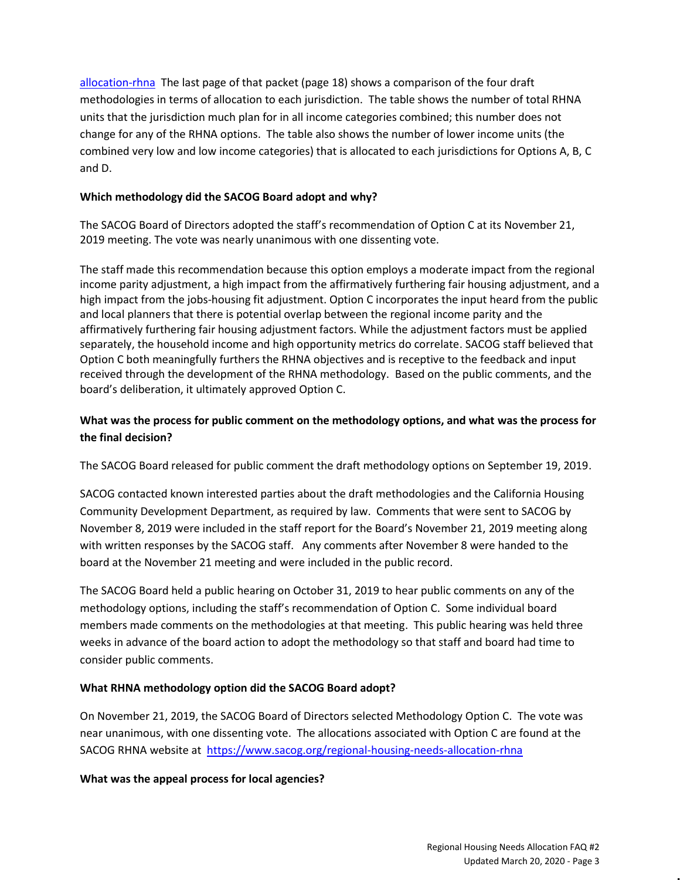[allocation-rhna](https://www.sacog.org/regional-housing-needs-allocation-rhna) The last page of that packet (page 18) shows a comparison of the four draft methodologies in terms of allocation to each jurisdiction. The table shows the number of total RHNA units that the jurisdiction much plan for in all income categories combined; this number does not change for any of the RHNA options. The table also shows the number of lower income units (the combined very low and low income categories) that is allocated to each jurisdictions for Options A, B, C and D.

**Which methodology did the SACOG Board adopt and why?**

The SACOG Board of Directors adopted the staff's recommendation of Option C at its November 21, 2019 meeting. The vote was nearly unanimous with one dissenting vote.

The staff made this recommendation because this option employs a moderate impact from the regional income parity adjustment, a high impact from the affirmatively furthering fair housing adjustment, and a high impact from the jobs-housing fit adjustment. Option C incorporates the input heard from the public and local planners that there is potential overlap between the regional income parity and the affirmatively furthering fair housing adjustment factors. While the adjustment factors must be applied separately, the household income and high opportunity metrics do correlate. SACOG staff believed that Option C both meaningfully furthers the RHNA objectives and is receptive to the feedback and input received through the development of the RHNA methodology. Based on the public comments, and the board's deliberation, it ultimately approved Option C.

**What was the process for public comment on the methodology options, and what was the process for the final decision?**

The SACOG Board released for public comment the draft methodology options on September 19, 2019.

SACOG contacted known interested parties about the draft methodologies and the California Housing Community Development Department, as required by law. Comments that were sent to SACOG by November 8, 2019 were included in the staff report for the Board's November 21, 2019 meeting along with written responses by the SACOG staff. Any comments after November 8 were handed to the board at the November 21 meeting and were included in the public record.

The SACOG Board held a public hearing on October 31, 2019 to hear public comments on any of the methodology options, including the staff's recommendation of Option C. Some individual board members made comments on the methodologies at that meeting. This public hearing was held three weeks in advance of the board action to adopt the methodology so that staff and board had time to consider public comments.

**What RHNA methodology option did the SACOG Board adopt?**

On November 21, 2019, the SACOG Board of Directors selected Methodology Option C. The vote was near unanimous, with one dissenting vote. The allocations associated with Option C are found at the SACOG RHNA website at https://www.sacog.org/regional-housing-needs-allocation-rhna

**What was the appeal process for local agencies?**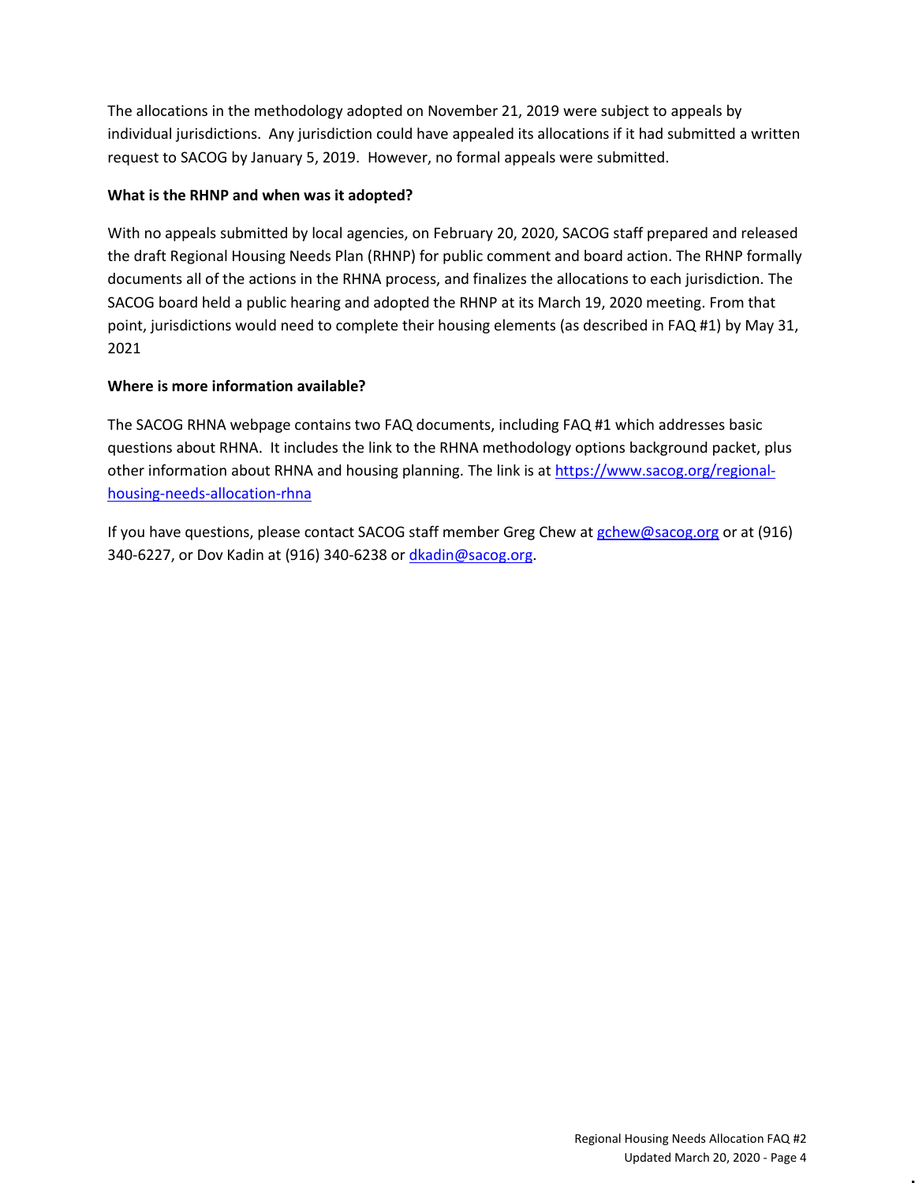The allocations in the methodology adopted on November 21, 2019 were subject to appeals by individual jurisdictions. Any jurisdiction could have appealed its allocations if it had submitted a written request to SACOG by January 5, 2019. However, no formal appeals were submitted.

**What is the RHNP and when was it adopted?**

With no appeals submitted by local agencies, on February 20, 2020, SACOG staff prepared and released the draft Regional Housing Needs Plan (RHNP) for public comment and board action. The RHNP formally documents all of the actions in the RHNA process, and finalizes the allocations to each jurisdiction. The SACOG board held a public hearing and adopted the RHNP at its March 19, 2020 meeting. From that point, jurisdictions would need to complete their housing elements (as described in FAQ #1) by May 31, 2021

**Where is more information available?**

The SACOG RHNA webpage contains two FAQ documents, including FAQ #1 which addresses basic questions about RHNA. It includes the link to the RHNA methodology options background packet, plus other information about RHNA and housing planning. The link is at https://www.sacog.org/regional-housing-needs-allocation-rhna

If you have questions, please contact SACOG staff member Greg Chew at gchew@sacog.org or at (916) 340-6227, or Dov Kadin at (916) 340-6238 or dkadin@sacog.org.